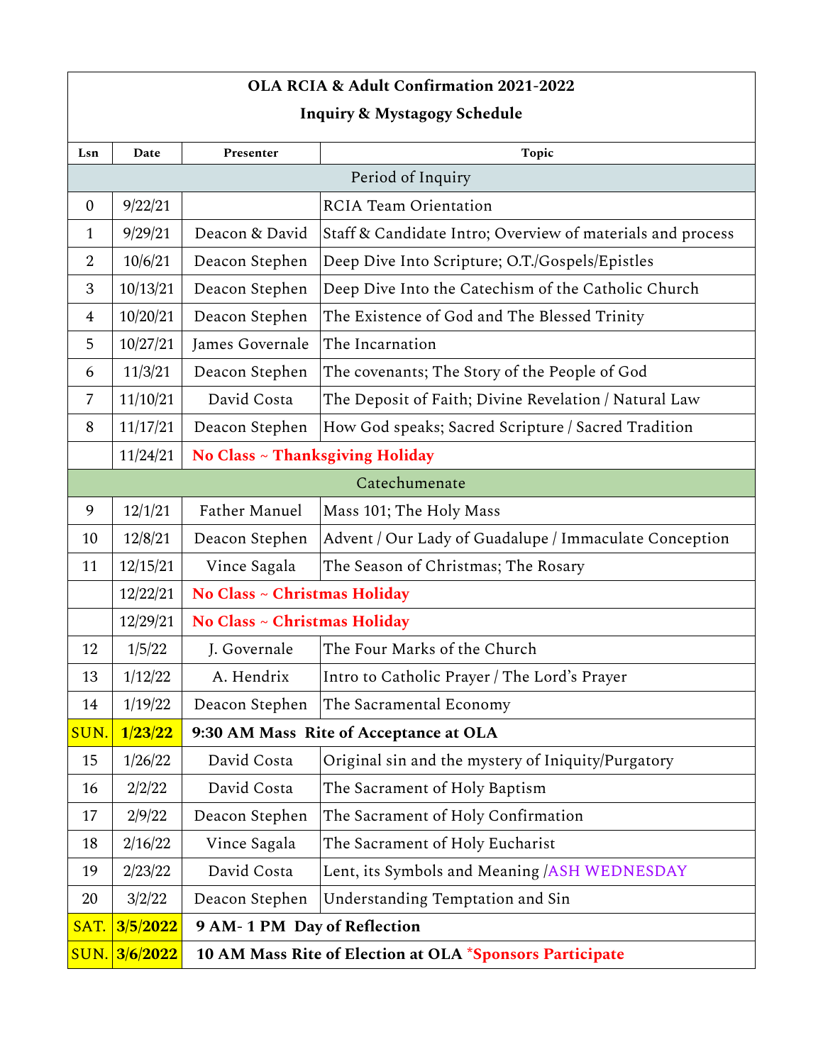| **OLA RCIA & Adult Confirmation 2021-2022** | | | |
|---|---|---|---|
| **Inquiry & Mystagogy Schedule** | | | |
| **Lsn** | **Date** | **Presenter** | **Topic** |
| | | Period of Inquiry | |
| 0 | 9/22/21 | | RCIA Team Orientation |
| 1 | 9/29/21 | Deacon & David | Staff & Candidate Intro; Overview of materials and process |
| 2 | 10/6/21 | Deacon Stephen | Deep Dive Into Scripture; O.T./Gospels/Epistles |
| 3 | 10/13/21 | Deacon Stephen | Deep Dive Into the Catechism of the Catholic Church |
| 4 | 10/20/21 | Deacon Stephen | The Existence of God and The Blessed Trinity |
| 5 | 10/27/21 | James Governale | The Incarnation |
| 6 | 11/3/21 | Deacon Stephen | The covenants; The Story of the People of God |
| 7 | 11/10/21 | David Costa | The Deposit of Faith; Divine Revelation / Natural Law |
| 8 | 11/17/21 | Deacon Stephen | How God speaks; Sacred Scripture / Sacred Tradition |
| | 11/24/21 | **No Class ~ Thanksgiving Holiday** | |
| | | Catechumenate | |
| 9 | 12/1/21 | Father Manuel | Mass 101; The Holy Mass |
| 10 | 12/8/21 | Deacon Stephen | Advent / Our Lady of Guadalupe / Immaculate Conception |
| 11 | 12/15/21 | Vince Sagala | The Season of Christmas; The Rosary |
| | 12/22/21 | **No Class ~ Christmas Holiday** | |
| | 12/29/21 | **No Class ~ Christmas Holiday** | |
| 12 | 1/5/22 | J. Governale | The Four Marks of the Church |
| 13 | 1/12/22 | A. Hendrix | Intro to Catholic Prayer / The Lord's Prayer |
| 14 | 1/19/22 | Deacon Stephen | The Sacramental Economy |
| SUN. | **1/23/22** | **9:30 AM Mass Rite of Acceptance at OLA** | |
| 15 | 1/26/22 | David Costa | Original sin and the mystery of Iniquity/Purgatory |
| 16 | 2/2/22 | David Costa | The Sacrament of Holy Baptism |
| 17 | 2/9/22 | Deacon Stephen | The Sacrament of Holy Confirmation |
| 18 | 2/16/22 | Vince Sagala | The Sacrament of Holy Eucharist |
| 19 | 2/23/22 | David Costa | Lent, its Symbols and Meaning /ASH WEDNESDAY |
| 20 | 3/2/22 | Deacon Stephen | Understanding Temptation and Sin |
| SAT. | **3/5/2022** | **9 AM- 1 PM Day of Reflection** | |
| SUN. | **3/6/2022** | **10 AM Mass Rite of Election at OLA** ***Sponsors Participate** | |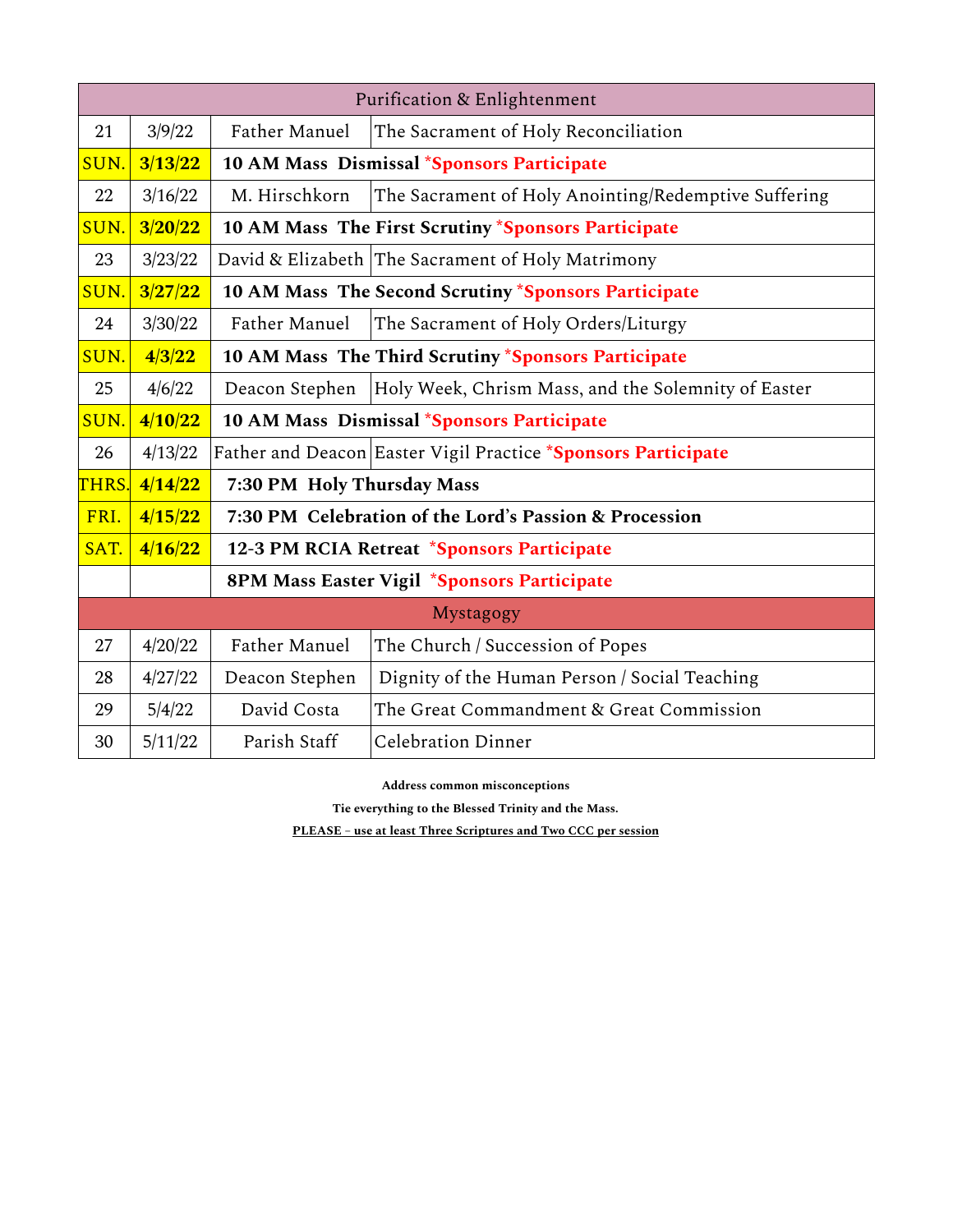| | | | |
|---|---|---|---|
| Purification & Enlightenment | | | |
| 21 | 3/9/22 | Father Manuel | The Sacrament of Holy Reconciliation |
| SUN. | **3/13/22** | **10 AM Mass Dismissal** ***Sponsors Participate** | |
| 22 | 3/16/22 | M. Hirschkorn | The Sacrament of Holy Anointing/Redemptive Suffering |
| SUN. | **3/20/22** | **10 AM Mass The First Scrutiny** ***Sponsors Participate** | |
| 23 | 3/23/22 | David & Elizabeth | The Sacrament of Holy Matrimony |
| SUN. | **3/27/22** | **10 AM Mass The Second Scrutiny** ***Sponsors Participate** | |
| 24 | 3/30/22 | Father Manuel | The Sacrament of Holy Orders/Liturgy |
| SUN. | **4/3/22** | **10 AM Mass The Third Scrutiny** ***Sponsors Participate** | |
| 25 | 4/6/22 | Deacon Stephen | Holy Week, Chrism Mass, and the Solemnity of Easter |
| SUN. | **4/10/22** | **10 AM Mass Dismissal** ***Sponsors Participate** | |
| 26 | 4/13/22 | Father and Deacon | Easter Vigil Practice ***Sponsors Participate** |
| THRS. | **4/14/22** | **7:30 PM Holy Thursday Mass** | |
| FRI. | **4/15/22** | **7:30 PM Celebration of the Lord's Passion & Procession** | |
| SAT. | **4/16/22** | **12-3 PM RCIA Retreat** ***Sponsors Participate** | |
| | | **8PM Mass Easter Vigil** ***Sponsors Participate** | |
| Mystagogy | | | |
| 27 | 4/20/22 | Father Manuel | The Church / Succession of Popes |
| 28 | 4/27/22 | Deacon Stephen | Dignity of the Human Person / Social Teaching |
| 29 | 5/4/22 | David Costa | The Great Commandment & Great Commission |
| 30 | 5/11/22 | Parish Staff | Celebration Dinner |

**Address common misconceptions**

**Tie everything to the Blessed Trinity and the Mass.**

**PLEASE – use at least Three Scriptures and Two CCC per session**